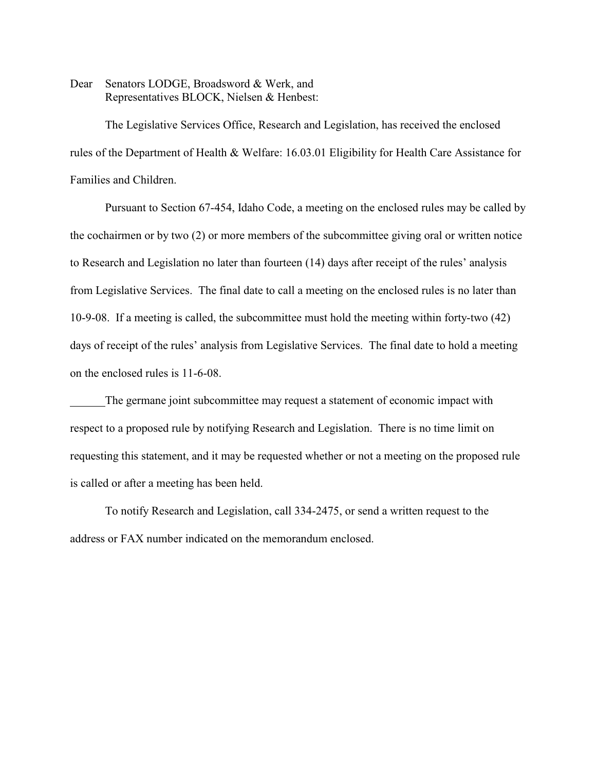Dear Senators LODGE, Broadsword & Werk, and
Representatives BLOCK, Nielsen & Henbest:

The Legislative Services Office, Research and Legislation, has received the enclosed rules of the Department of Health & Welfare: 16.03.01 Eligibility for Health Care Assistance for Families and Children.

Pursuant to Section 67-454, Idaho Code, a meeting on the enclosed rules may be called by the cochairmen or by two (2) or more members of the subcommittee giving oral or written notice to Research and Legislation no later than fourteen (14) days after receipt of the rules' analysis from Legislative Services. The final date to call a meeting on the enclosed rules is no later than 10-9-08. If a meeting is called, the subcommittee must hold the meeting within forty-two (42) days of receipt of the rules' analysis from Legislative Services. The final date to hold a meeting on the enclosed rules is 11-6-08.

______The germane joint subcommittee may request a statement of economic impact with respect to a proposed rule by notifying Research and Legislation. There is no time limit on requesting this statement, and it may be requested whether or not a meeting on the proposed rule is called or after a meeting has been held.

To notify Research and Legislation, call 334-2475, or send a written request to the address or FAX number indicated on the memorandum enclosed.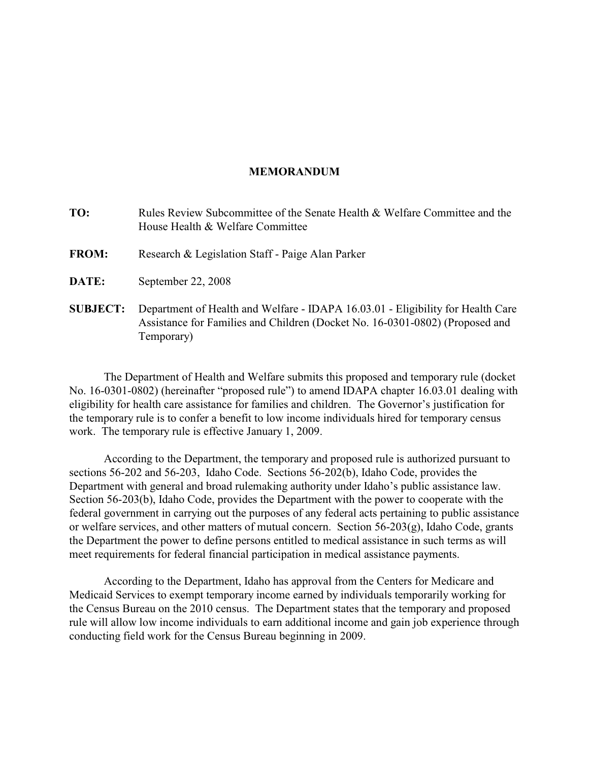# MEMORANDUM

**TO:** Rules Review Subcommittee of the Senate Health & Welfare Committee and the House Health & Welfare Committee

**FROM:** Research & Legislation Staff - Paige Alan Parker

**DATE:** September 22, 2008

**SUBJECT:** Department of Health and Welfare - IDAPA 16.03.01 - Eligibility for Health Care Assistance for Families and Children (Docket No. 16-0301-0802) (Proposed and Temporary)

The Department of Health and Welfare submits this proposed and temporary rule (docket No. 16-0301-0802) (hereinafter "proposed rule") to amend IDAPA chapter 16.03.01 dealing with eligibility for health care assistance for families and children. The Governor's justification for the temporary rule is to confer a benefit to low income individuals hired for temporary census work. The temporary rule is effective January 1, 2009.

According to the Department, the temporary and proposed rule is authorized pursuant to sections 56-202 and 56-203, Idaho Code. Sections 56-202(b), Idaho Code, provides the Department with general and broad rulemaking authority under Idaho's public assistance law. Section 56-203(b), Idaho Code, provides the Department with the power to cooperate with the federal government in carrying out the purposes of any federal acts pertaining to public assistance or welfare services, and other matters of mutual concern. Section 56-203(g), Idaho Code, grants the Department the power to define persons entitled to medical assistance in such terms as will meet requirements for federal financial participation in medical assistance payments.

According to the Department, Idaho has approval from the Centers for Medicare and Medicaid Services to exempt temporary income earned by individuals temporarily working for the Census Bureau on the 2010 census. The Department states that the temporary and proposed rule will allow low income individuals to earn additional income and gain job experience through conducting field work for the Census Bureau beginning in 2009.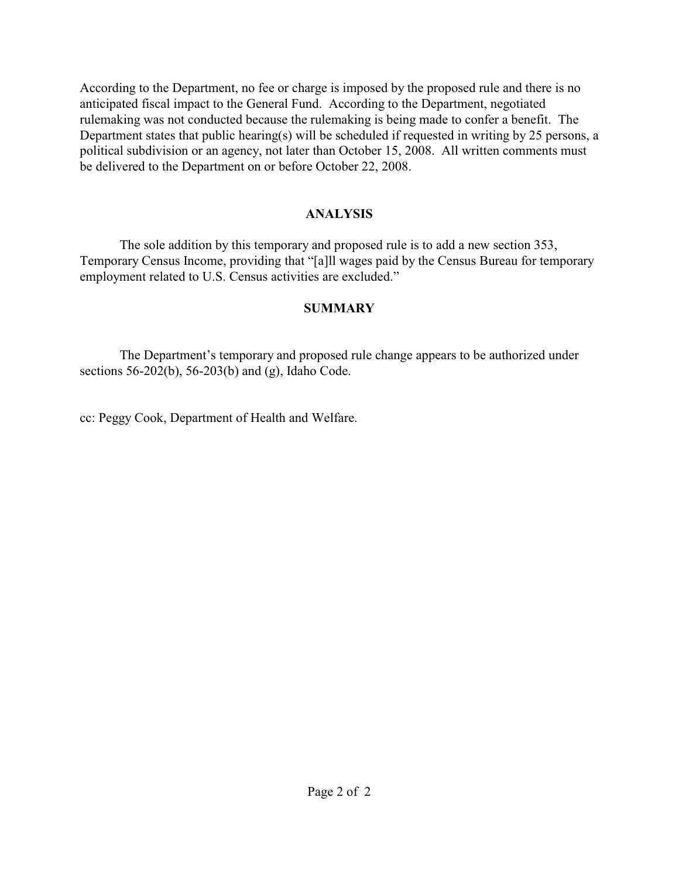According to the Department, no fee or charge is imposed by the proposed rule and there is no anticipated fiscal impact to the General Fund. According to the Department, negotiated rulemaking was not conducted because the rulemaking is being made to confer a benefit. The Department states that public hearing(s) will be scheduled if requested in writing by 25 persons, a political subdivision or an agency, not later than October 15, 2008. All written comments must be delivered to the Department on or before October 22, 2008.

## ANALYSIS

The sole addition by this temporary and proposed rule is to add a new section 353, Temporary Census Income, providing that "[a]ll wages paid by the Census Bureau for temporary employment related to U.S. Census activities are excluded."

## SUMMARY

The Department's temporary and proposed rule change appears to be authorized under sections 56-202(b), 56-203(b) and (g), Idaho Code.

cc: Peggy Cook, Department of Health and Welfare.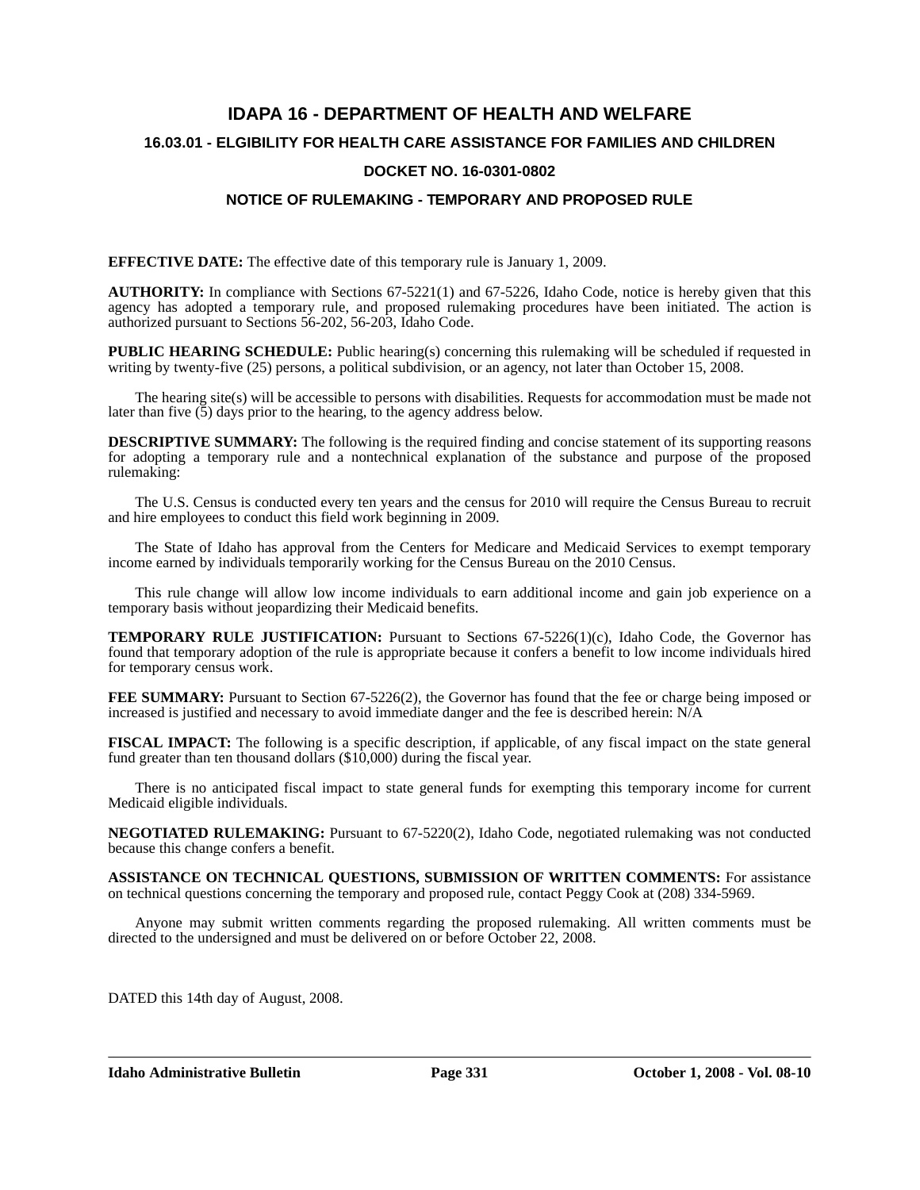# IDAPA 16 - DEPARTMENT OF HEALTH AND WELFARE

## 16.03.01 - ELGIBILITY FOR HEALTH CARE ASSISTANCE FOR FAMILIES AND CHILDREN

## DOCKET NO. 16-0301-0802

## NOTICE OF RULEMAKING - TEMPORARY AND PROPOSED RULE

**EFFECTIVE DATE:** The effective date of this temporary rule is January 1, 2009.

**AUTHORITY:** In compliance with Sections 67-5221(1) and 67-5226, Idaho Code, notice is hereby given that this agency has adopted a temporary rule, and proposed rulemaking procedures have been initiated. The action is authorized pursuant to Sections 56-202, 56-203, Idaho Code.

**PUBLIC HEARING SCHEDULE:** Public hearing(s) concerning this rulemaking will be scheduled if requested in writing by twenty-five (25) persons, a political subdivision, or an agency, not later than October 15, 2008.

The hearing site(s) will be accessible to persons with disabilities. Requests for accommodation must be made not later than five (5) days prior to the hearing, to the agency address below.

**DESCRIPTIVE SUMMARY:** The following is the required finding and concise statement of its supporting reasons for adopting a temporary rule and a nontechnical explanation of the substance and purpose of the proposed rulemaking:

The U.S. Census is conducted every ten years and the census for 2010 will require the Census Bureau to recruit and hire employees to conduct this field work beginning in 2009.

The State of Idaho has approval from the Centers for Medicare and Medicaid Services to exempt temporary income earned by individuals temporarily working for the Census Bureau on the 2010 Census.

This rule change will allow low income individuals to earn additional income and gain job experience on a temporary basis without jeopardizing their Medicaid benefits.

**TEMPORARY RULE JUSTIFICATION:** Pursuant to Sections 67-5226(1)(c), Idaho Code, the Governor has found that temporary adoption of the rule is appropriate because it confers a benefit to low income individuals hired for temporary census work.

**FEE SUMMARY:** Pursuant to Section 67-5226(2), the Governor has found that the fee or charge being imposed or increased is justified and necessary to avoid immediate danger and the fee is described herein: N/A

**FISCAL IMPACT:** The following is a specific description, if applicable, of any fiscal impact on the state general fund greater than ten thousand dollars ($10,000) during the fiscal year.

There is no anticipated fiscal impact to state general funds for exempting this temporary income for current Medicaid eligible individuals.

**NEGOTIATED RULEMAKING:** Pursuant to 67-5220(2), Idaho Code, negotiated rulemaking was not conducted because this change confers a benefit.

**ASSISTANCE ON TECHNICAL QUESTIONS, SUBMISSION OF WRITTEN COMMENTS:** For assistance on technical questions concerning the temporary and proposed rule, contact Peggy Cook at (208) 334-5969.

Anyone may submit written comments regarding the proposed rulemaking. All written comments must be directed to the undersigned and must be delivered on or before October 22, 2008.

DATED this 14th day of August, 2008.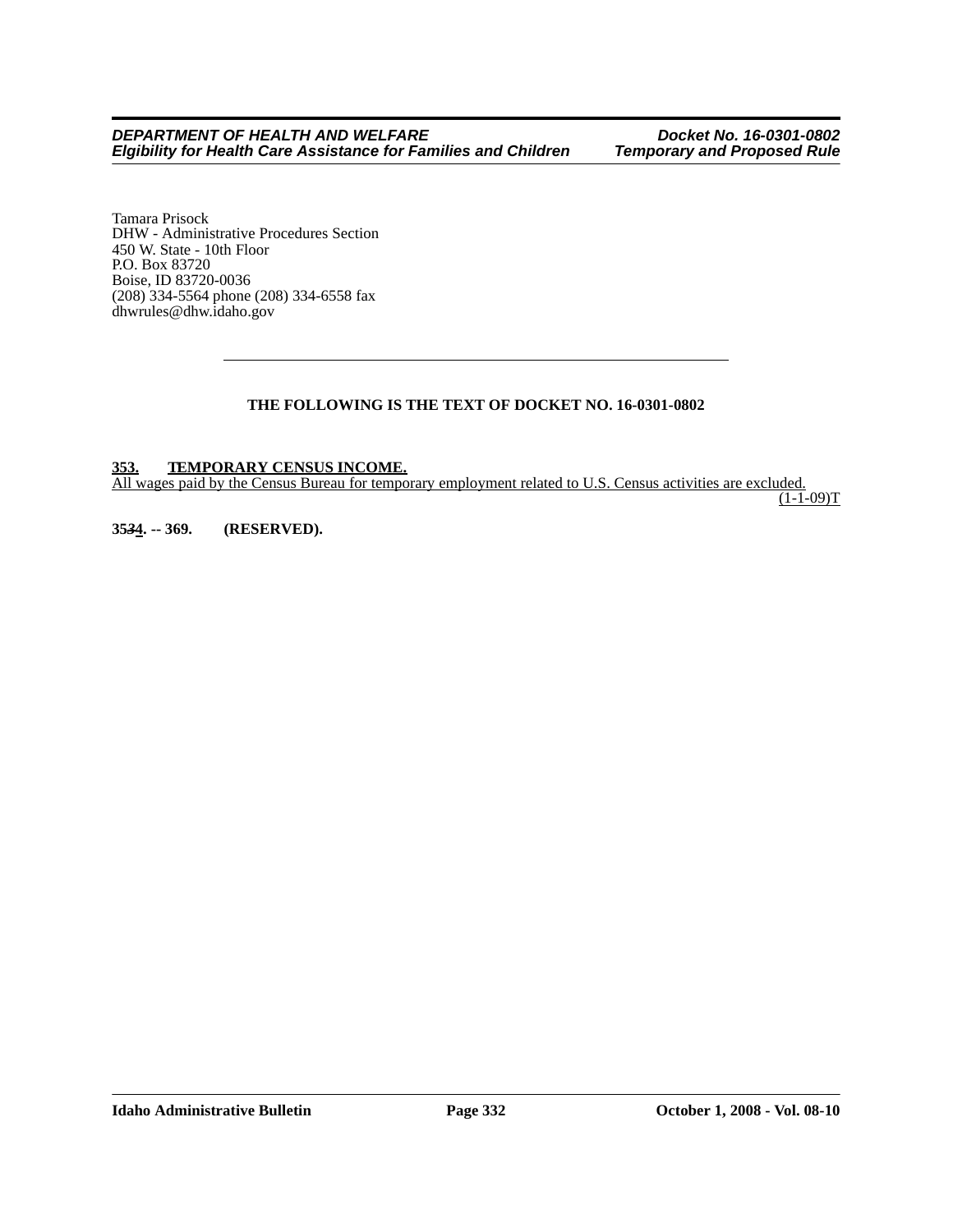Tamara Prisock
DHW - Administrative Procedures Section
450 W. State - 10th Floor
P.O. Box 83720
Boise, ID 83720-0036
(208) 334-5564 phone (208) 334-6558 fax
dhwrules@dhw.idaho.gov

---

**THE FOLLOWING IS THE TEXT OF DOCKET NO. 16-0301-0802**

**353. TEMPORARY CENSUS INCOME.**
All wages paid by the Census Bureau for temporary employment related to U.S. Census activities are excluded. (1-1-09)T

**3534. -- 369. (RESERVED).**